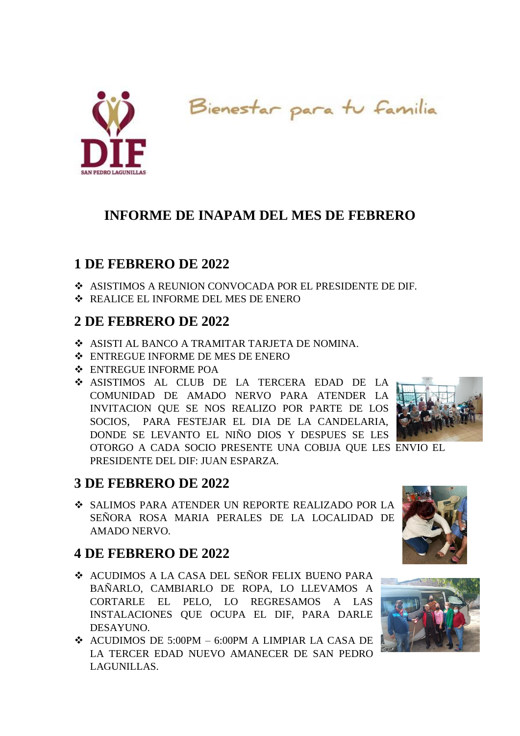DIF SAN PEDRO LAGUNILLAS

Bienestar para tu familia

# INFORME DE INAPAM DEL MES DE FEBRERO

## 1 DE FEBRERO DE 2022

- ASISTIMOS A REUNION CONVOCADA POR EL PRESIDENTE DE DIF.
- REALICE EL INFORME DEL MES DE ENERO

## 2 DE FEBRERO DE 2022

- ASISTI AL BANCO A TRAMITAR TARJETA DE NOMINA.
- ENTREGUE INFORME DE MES DE ENERO
- ENTREGUE INFORME POA
- ASISTIMOS AL CLUB DE LA TERCERA EDAD DE LA COMUNIDAD DE AMADO NERVO PARA ATENDER LA INVITACION QUE SE NOS REALIZO POR PARTE DE LOS SOCIOS, PARA FESTEJAR EL DIA DE LA CANDELARIA, DONDE SE LEVANTO EL NIÑO DIOS Y DESPUES SE LES OTORGO A CADA SOCIO PRESENTE UNA COBIJA QUE LES ENVIO EL PRESIDENTE DEL DIF: JUAN ESPARZA.

## 3 DE FEBRERO DE 2022

- SALIMOS PARA ATENDER UN REPORTE REALIZADO POR LA SEÑORA ROSA MARIA PERALES DE LA LOCALIDAD DE AMADO NERVO.

## 4 DE FEBRERO DE 2022

- ACUDIMOS A LA CASA DEL SEÑOR FELIX BUENO PARA BAÑARLO, CAMBIARLO DE ROPA, LO LLEVAMOS A CORTARLE EL PELO, LO REGRESAMOS A LAS INSTALACIONES QUE OCUPA EL DIF, PARA DARLE DESAYUNO.
- ACUDIMOS DE 5:00PM – 6:00PM A LIMPIAR LA CASA DE LA TERCER EDAD NUEVO AMANECER DE SAN PEDRO LAGUNILLAS.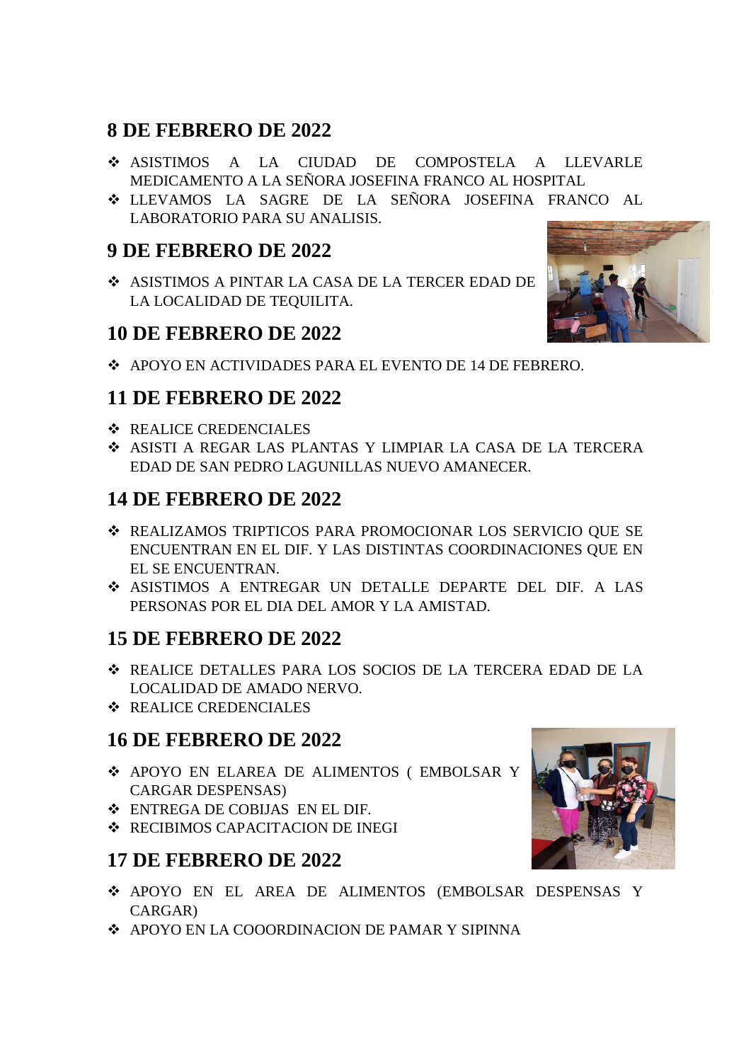## 8 DE FEBRERO DE 2022

- ASISTIMOS A LA CIUDAD DE COMPOSTELA A LLEVARLE MEDICAMENTO A LA SEÑORA JOSEFINA FRANCO AL HOSPITAL
- LLEVAMOS LA SAGRE DE LA SEÑORA JOSEFINA FRANCO AL LABORATORIO PARA SU ANALISIS.

## 9 DE FEBRERO DE 2022

- ASISTIMOS A PINTAR LA CASA DE LA TERCER EDAD DE LA LOCALIDAD DE TEQUILITA.

## 10 DE FEBRERO DE 2022

- APOYO EN ACTIVIDADES PARA EL EVENTO DE 14 DE FEBRERO.

## 11 DE FEBRERO DE 2022

- REALICE CREDENCIALES
- ASISTI A REGAR LAS PLANTAS Y LIMPIAR LA CASA DE LA TERCERA EDAD DE SAN PEDRO LAGUNILLAS NUEVO AMANECER.

## 14 DE FEBRERO DE 2022

- REALIZAMOS TRIPTICOS PARA PROMOCIONAR LOS SERVICIO QUE SE ENCUENTRAN EN EL DIF. Y LAS DISTINTAS COORDINACIONES QUE EN EL SE ENCUENTRAN.
- ASISTIMOS A ENTREGAR UN DETALLE DEPARTE DEL DIF. A LAS PERSONAS POR EL DIA DEL AMOR Y LA AMISTAD.

## 15 DE FEBRERO DE 2022

- REALICE DETALLES PARA LOS SOCIOS DE LA TERCERA EDAD DE LA LOCALIDAD DE AMADO NERVO.
- REALICE CREDENCIALES

## 16 DE FEBRERO DE 2022

- APOYO EN ELAREA DE ALIMENTOS ( EMBOLSAR Y CARGAR DESPENSAS)
- ENTREGA DE COBIJAS EN EL DIF.
- RECIBIMOS CAPACITACION DE INEGI

## 17 DE FEBRERO DE 2022

- APOYO EN EL AREA DE ALIMENTOS (EMBOLSAR DESPENSAS Y CARGAR)
- APOYO EN LA COOORDINACION DE PAMAR Y SIPINNA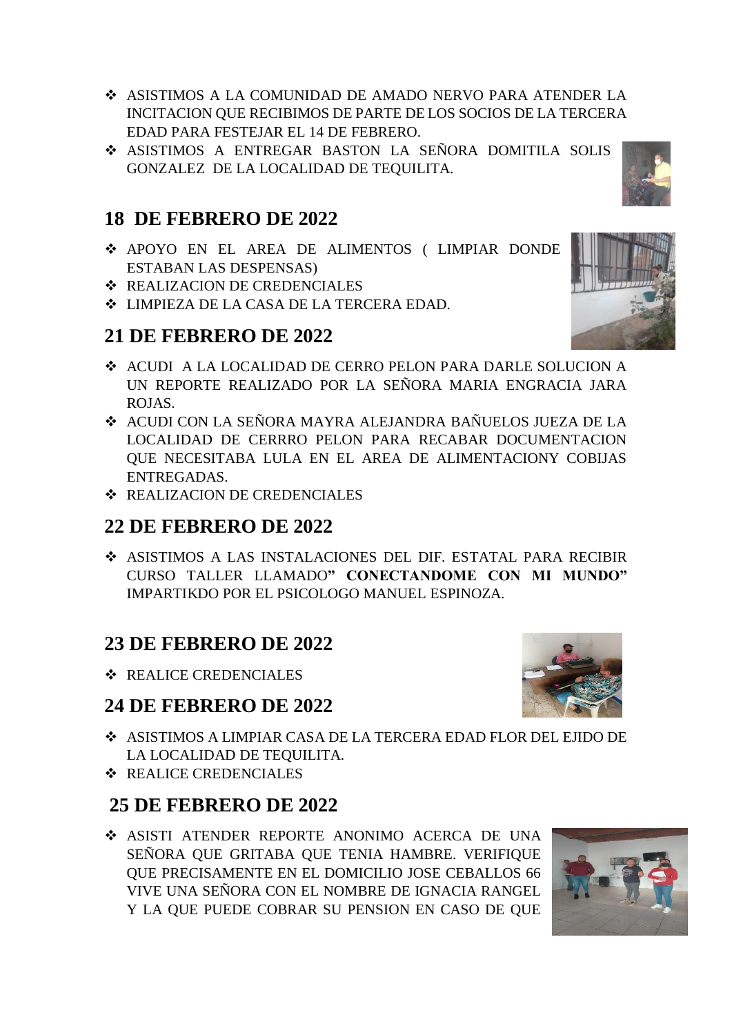- ASISTIMOS A LA COMUNIDAD DE AMADO NERVO PARA ATENDER LA INCITACION QUE RECIBIMOS DE PARTE DE LOS SOCIOS DE LA TERCERA EDAD PARA FESTEJAR EL 14 DE FEBRERO.
- ASISTIMOS A ENTREGAR BASTON LA SEÑORA DOMITILA SOLIS GONZALEZ DE LA LOCALIDAD DE TEQUILITA.

## 18 DE FEBRERO DE 2022

- APOYO EN EL AREA DE ALIMENTOS ( LIMPIAR DONDE ESTABAN LAS DESPENSAS)
- REALIZACION DE CREDENCIALES
- LIMPIEZA DE LA CASA DE LA TERCERA EDAD.

## 21 DE FEBRERO DE 2022

- ACUDI A LA LOCALIDAD DE CERRO PELON PARA DARLE SOLUCION A UN REPORTE REALIZADO POR LA SEÑORA MARIA ENGRACIA JARA ROJAS.
- ACUDI CON LA SEÑORA MAYRA ALEJANDRA BAÑUELOS JUEZA DE LA LOCALIDAD DE CERRRO PELON PARA RECABAR DOCUMENTACION QUE NECESITABA LULA EN EL AREA DE ALIMENTACIONY COBIJAS ENTREGADAS.
- REALIZACION DE CREDENCIALES

## 22 DE FEBRERO DE 2022

- ASISTIMOS A LAS INSTALACIONES DEL DIF. ESTATAL PARA RECIBIR CURSO TALLER LLAMADO**" CONECTANDOME CON MI MUNDO"** IMPARTIKDO POR EL PSICOLOGO MANUEL ESPINOZA.

## 23 DE FEBRERO DE 2022

- REALICE CREDENCIALES

## 24 DE FEBRERO DE 2022

- ASISTIMOS A LIMPIAR CASA DE LA TERCERA EDAD FLOR DEL EJIDO DE LA LOCALIDAD DE TEQUILITA.
- REALICE CREDENCIALES

## 25 DE FEBRERO DE 2022

- ASISTI ATENDER REPORTE ANONIMO ACERCA DE UNA SEÑORA QUE GRITABA QUE TENIA HAMBRE. VERIFIQUE QUE PRECISAMENTE EN EL DOMICILIO JOSE CEBALLOS 66 VIVE UNA SEÑORA CON EL NOMBRE DE IGNACIA RANGEL Y LA QUE PUEDE COBRAR SU PENSION EN CASO DE QUE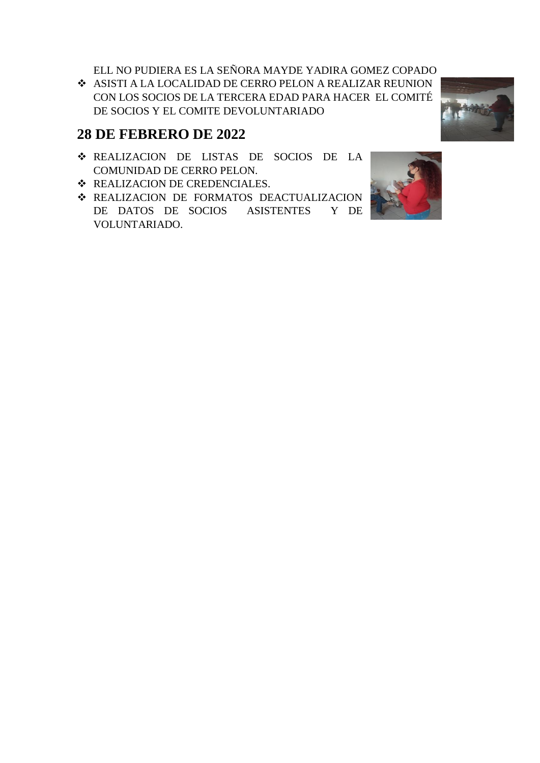ELL NO PUDIERA ES LA SEÑORA MAYDE YADIRA GOMEZ COPADO

- ASISTI A LA LOCALIDAD DE CERRO PELON A REALIZAR REUNION CON LOS SOCIOS DE LA TERCERA EDAD PARA HACER EL COMITÉ DE SOCIOS Y EL COMITE DEVOLUNTARIADO

## 28 DE FEBRERO DE 2022

- REALIZACION DE LISTAS DE SOCIOS DE LA COMUNIDAD DE CERRO PELON.
- REALIZACION DE CREDENCIALES.
- REALIZACION DE FORMATOS DEACTUALIZACION DE DATOS DE SOCIOS ASISTENTES Y DE VOLUNTARIADO.